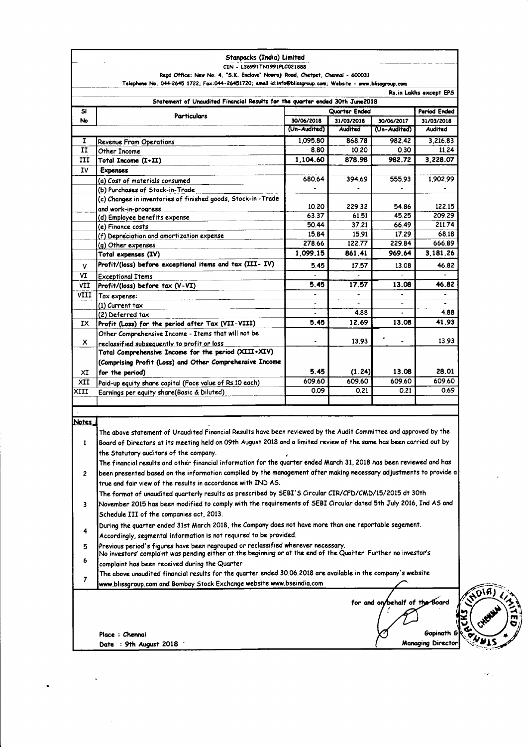**Stanpacks (India) Limited**

CIN - L36991TN1991PLC021888

Regd Office: New No. 4, "S.K. Enclave" Nowroji Road, Chetpet, Chennai - 600031

Telephone No. 044-2645 1722; Fax:044-26451720; email id:info@blissgroup.com; Website - www.blissgroup.com

Rs.in Lakhs except EPS

**Statement of Unaudited Financial Results for the quarter ended 30th June2018**

| Sl No | Particulars | Quarter Ended | | | Period Ended |
|---|---|---|---|---|---|
| | | 30/06/2018 | 31/03/2018 | 30/06/2017 | 31/03/2018 |
| | | (Un-Audited) | Audited | (Un-Audited) | Audited |
| I | Revenue From Operations | 1,095.80 | 868.78 | 982.42 | 3,216.83 |
| II | Other Income | 8.80 | 10.20 | 0.30 | 11.24 |
| III | Total Income (I+II) | 1,104.60 | 878.98 | 982.72 | 3,228.07 |
| IV | Expenses | | | | |
| | (a) Cost of materials consumed | 680.64 | 394.69 | 555.93 | 1,902.99 |
| | (b) Purchases of Stock-in-Trade | - | - | - | - |
| | (c) Changes in inventories of finished goods, Stock-in -Trade and work-in-progress | 10.20 | 229.32 | 54.86 | 122.15 |
| | (d) Employee benefits expense | 63.37 | 61.51 | 45.25 | 209.29 |
| | (e) Finance costs | 50.44 | 37.21 | 66.49 | 211.74 |
| | (f) Depreciation and amortization expense | 15.84 | 15.91 | 17.29 | 68.18 |
| | (g) Other expenses | 278.66 | 122.77 | 229.84 | 666.89 |
| | Total expenses (IV) | 1,099.15 | 861.41 | 969.64 | 3,181.26 |
| V | Profit/(loss) before exceptional items and tax (III- IV) | 5.45 | 17.57 | 13.08 | 46.82 |
| VI | Exceptional Items | - | - | - | - |
| VII | Profit/(loss) before tax (V-VI) | 5.45 | 17.57 | 13.08 | 46.82 |
| VIII | Tax expense: | - | - | - | - |
| | (1) Current tax | - | - | - | - |
| | (2) Deferred tax | - | 4.88 | - | 4.88 |
| IX | Profit (Loss) for the period after Tax (VII-VIII) | 5.45 | 12.69 | 13.08 | 41.93 |
| X | Other Comprehensive Income - Items that will not be reclassified subsequently to profit or loss | - | 13.93 | - | 13.93 |
| XI | Total Comprehensive Income for the period (XIII+XIV) (Comprising Profit (Loss) and Other Comprehensive Income for the period) | 5.45 | (1.24) | 13.08 | 28.01 |
| XII | Paid-up equity share capital (Face value of Rs.10 each) | 609.60 | 609.60 | 609.60 | 609.60 |
| XIII | Earnings per equity share(Basic & Diluted) | 0.09 | 0.21 | 0.21 | 0.69 |

**Notes :**

1. The above statement of Unaudited Financial Results have been reviewed by the Audit Committee and approved by the Board of Directors at its meeting held on 09th August 2018 and a limited review of the same has been carried out by the Statutory auditors of the company.
2. The financial results and other financial information for the quarter ended March 31, 2018 has been reviewed and has been presented based on the information compiled by the management after making necessary adjustments to provide a true and fair view of the results in accordance with IND AS.
3. The format of unaudited quarterly results as prescribed by SEBI'S Circular CIR/CFD/CMD/15/2015 dt 30th November 2015 has been modified to comply with the requirements of SEBI Circular dated 5th July 2016, Ind AS and Schedule III of the companies act, 2013.
4. During the quarter ended 31st March 2018, the Company does not have more than one reportable segement. Accordingly, segmental information is not required to be provided.
5. Previous period's figures have been regrouped or reclassified wherever necessary.
6. No investors' complaint was pending either at the beginning or at the end of the Quarter. Further no investor's complaint has been received during the Quarter
7. The above unaudited financial results for the quarter ended 30.06.2018 are available in the company's website www.blissgroup.com and Bombay Stock Exchange website www.bseindia.com

for and on behalf of the Board

Gopinath G

Managing Director

Place : Chennai

Date : 9th August 2018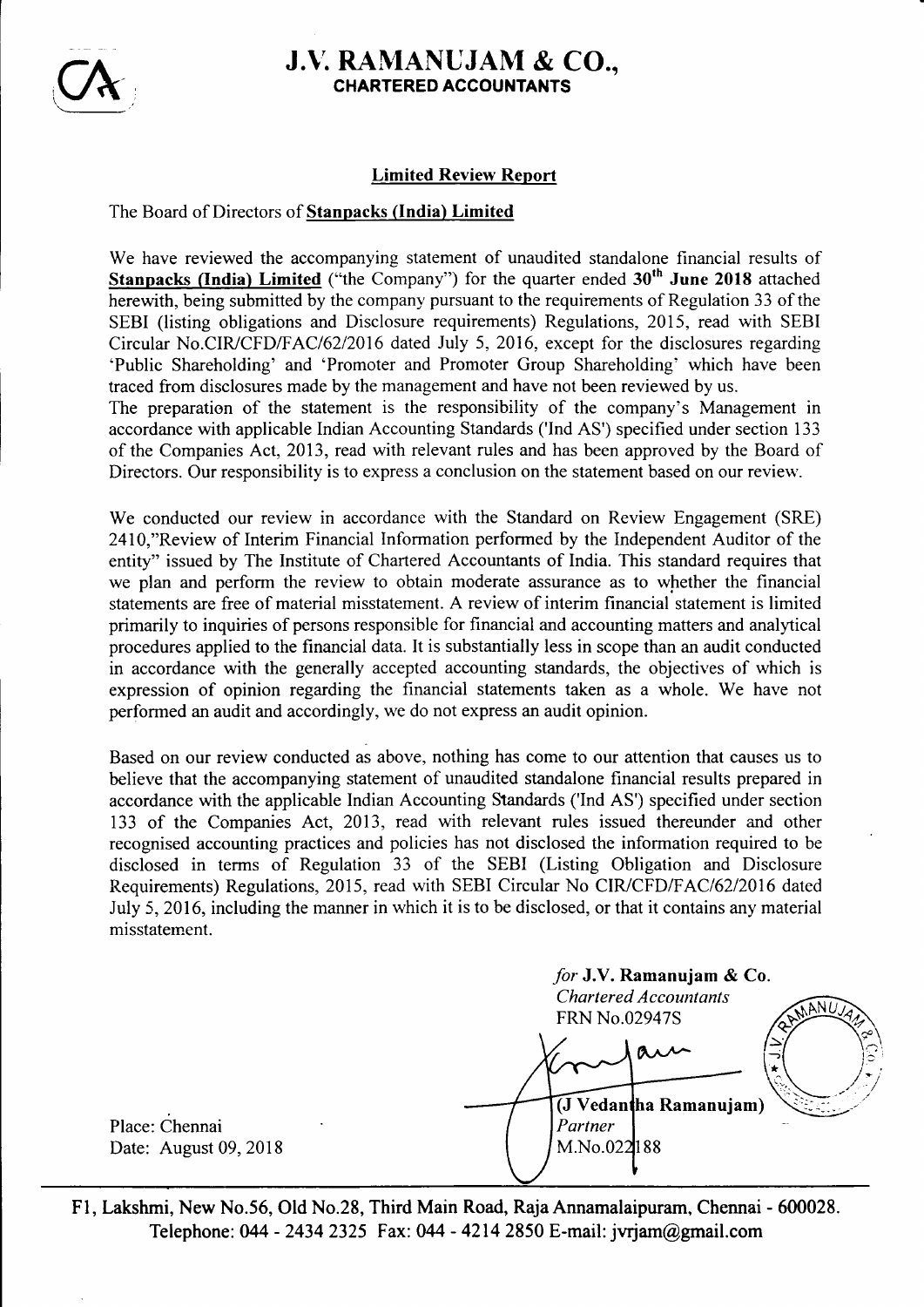# J.V. RAMANUJAM & CO.,

**CHARTERED ACCOUNTANTS**

## Limited Review Report

The Board of Directors of **Stanpacks (India) Limited**

We have reviewed the accompanying statement of unaudited standalone financial results of **Stanpacks (India) Limited** ("the Company") for the quarter ended **30th June 2018** attached herewith, being submitted by the company pursuant to the requirements of Regulation 33 of the SEBI (listing obligations and Disclosure requirements) Regulations, 2015, read with SEBI Circular No.CIR/CFD/FAC/62/2016 dated July 5, 2016, except for the disclosures regarding 'Public Shareholding' and 'Promoter and Promoter Group Shareholding' which have been traced from disclosures made by the management and have not been reviewed by us.

The preparation of the statement is the responsibility of the company's Management in accordance with applicable Indian Accounting Standards ('Ind AS') specified under section 133 of the Companies Act, 2013, read with relevant rules and has been approved by the Board of Directors. Our responsibility is to express a conclusion on the statement based on our review.

We conducted our review in accordance with the Standard on Review Engagement (SRE) 2410,"Review of Interim Financial Information performed by the Independent Auditor of the entity" issued by The Institute of Chartered Accountants of India. This standard requires that we plan and perform the review to obtain moderate assurance as to whether the financial statements are free of material misstatement. A review of interim financial statement is limited primarily to inquiries of persons responsible for financial and accounting matters and analytical procedures applied to the financial data. It is substantially less in scope than an audit conducted in accordance with the generally accepted accounting standards, the objectives of which is expression of opinion regarding the financial statements taken as a whole. We have not performed an audit and accordingly, we do not express an audit opinion.

Based on our review conducted as above, nothing has come to our attention that causes us to believe that the accompanying statement of unaudited standalone financial results prepared in accordance with the applicable Indian Accounting Standards ('Ind AS') specified under section 133 of the Companies Act, 2013, read with relevant rules issued thereunder and other recognised accounting practices and policies has not disclosed the information required to be disclosed in terms of Regulation 33 of the SEBI (Listing Obligation and Disclosure Requirements) Regulations, 2015, read with SEBI Circular No CIR/CFD/FAC/62/2016 dated July 5, 2016, including the manner in which it is to be disclosed, or that it contains any material misstatement.

*for* **J.V. Ramanujam & Co.**
*Chartered Accountants*
FRN No.02947S

**(J Vedantha Ramanujam)**
*Partner*
M.No.022188

Place: Chennai
Date: August 09, 2018

F1, Lakshmi, New No.56, Old No.28, Third Main Road, Raja Annamalaipuram, Chennai - 600028.
Telephone: 044 - 2434 2325 Fax: 044 - 4214 2850 E-mail: jvrjam@gmail.com